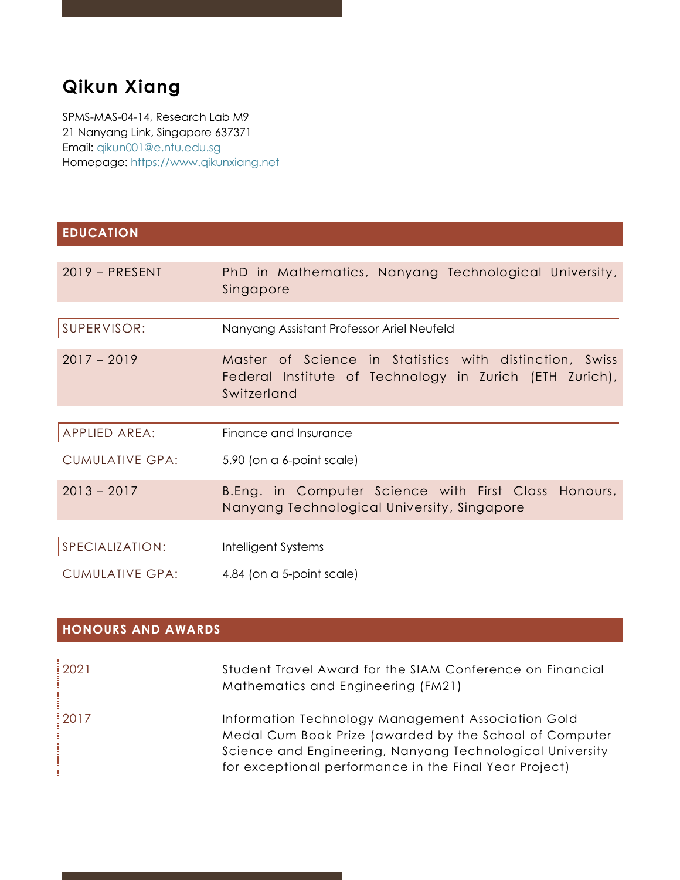# Qikun Xiang

SPMS-MAS-04-14, Research Lab M9
21 Nanyang Link, Singapore 637371
Email: qikun001@e.ntu.edu.sg
Homepage: https://www.qikunxiang.net

## EDUCATION

**2019 – PRESENT** PhD in Mathematics, Nanyang Technological University, Singapore

SUPERVISOR: Nanyang Assistant Professor Ariel Neufeld

**2017 – 2019** Master of Science in Statistics with distinction, Swiss Federal Institute of Technology in Zurich (ETH Zurich), Switzerland

APPLIED AREA: Finance and Insurance

CUMULATIVE GPA: 5.90 (on a 6-point scale)

**2013 – 2017** B.Eng. in Computer Science with First Class Honours, Nanyang Technological University, Singapore

SPECIALIZATION: Intelligent Systems

CUMULATIVE GPA: 4.84 (on a 5-point scale)

## HONOURS AND AWARDS

**2021** Student Travel Award for the SIAM Conference on Financial Mathematics and Engineering (FM21)

**2017** Information Technology Management Association Gold Medal Cum Book Prize (awarded by the School of Computer Science and Engineering, Nanyang Technological University for exceptional performance in the Final Year Project)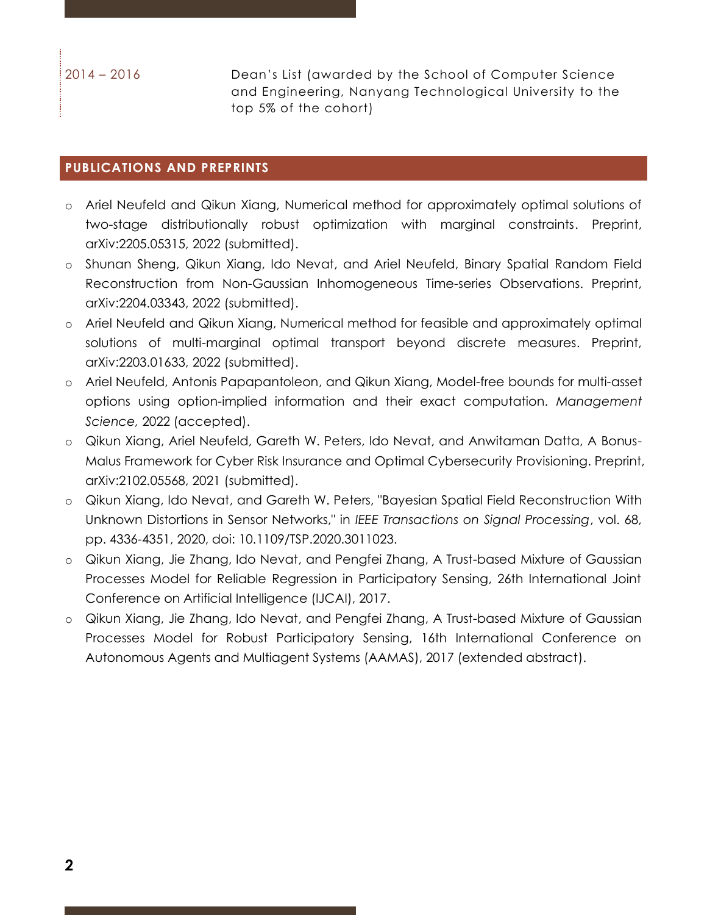| | |
|---|---|
| 2014 – 2016 | Dean's List (awarded by the School of Computer Science and Engineering, Nanyang Technological University to the top 5% of the cohort) |

## PUBLICATIONS AND PREPRINTS

- Ariel Neufeld and Qikun Xiang, Numerical method for approximately optimal solutions of two-stage distributionally robust optimization with marginal constraints. Preprint, arXiv:2205.05315, 2022 (submitted).
- Shunan Sheng, Qikun Xiang, Ido Nevat, and Ariel Neufeld, Binary Spatial Random Field Reconstruction from Non-Gaussian Inhomogeneous Time-series Observations. Preprint, arXiv:2204.03343, 2022 (submitted).
- Ariel Neufeld and Qikun Xiang, Numerical method for feasible and approximately optimal solutions of multi-marginal optimal transport beyond discrete measures. Preprint, arXiv:2203.01633, 2022 (submitted).
- Ariel Neufeld, Antonis Papapantoleon, and Qikun Xiang, Model-free bounds for multi-asset options using option-implied information and their exact computation. *Management Science*, 2022 (accepted).
- Qikun Xiang, Ariel Neufeld, Gareth W. Peters, Ido Nevat, and Anwitaman Datta, A Bonus-Malus Framework for Cyber Risk Insurance and Optimal Cybersecurity Provisioning. Preprint, arXiv:2102.05568, 2021 (submitted).
- Qikun Xiang, Ido Nevat, and Gareth W. Peters, "Bayesian Spatial Field Reconstruction With Unknown Distortions in Sensor Networks," in *IEEE Transactions on Signal Processing*, vol. 68, pp. 4336-4351, 2020, doi: 10.1109/TSP.2020.3011023.
- Qikun Xiang, Jie Zhang, Ido Nevat, and Pengfei Zhang, A Trust-based Mixture of Gaussian Processes Model for Reliable Regression in Participatory Sensing, 26th International Joint Conference on Artificial Intelligence (IJCAI), 2017.
- Qikun Xiang, Jie Zhang, Ido Nevat, and Pengfei Zhang, A Trust-based Mixture of Gaussian Processes Model for Robust Participatory Sensing, 16th International Conference on Autonomous Agents and Multiagent Systems (AAMAS), 2017 (extended abstract).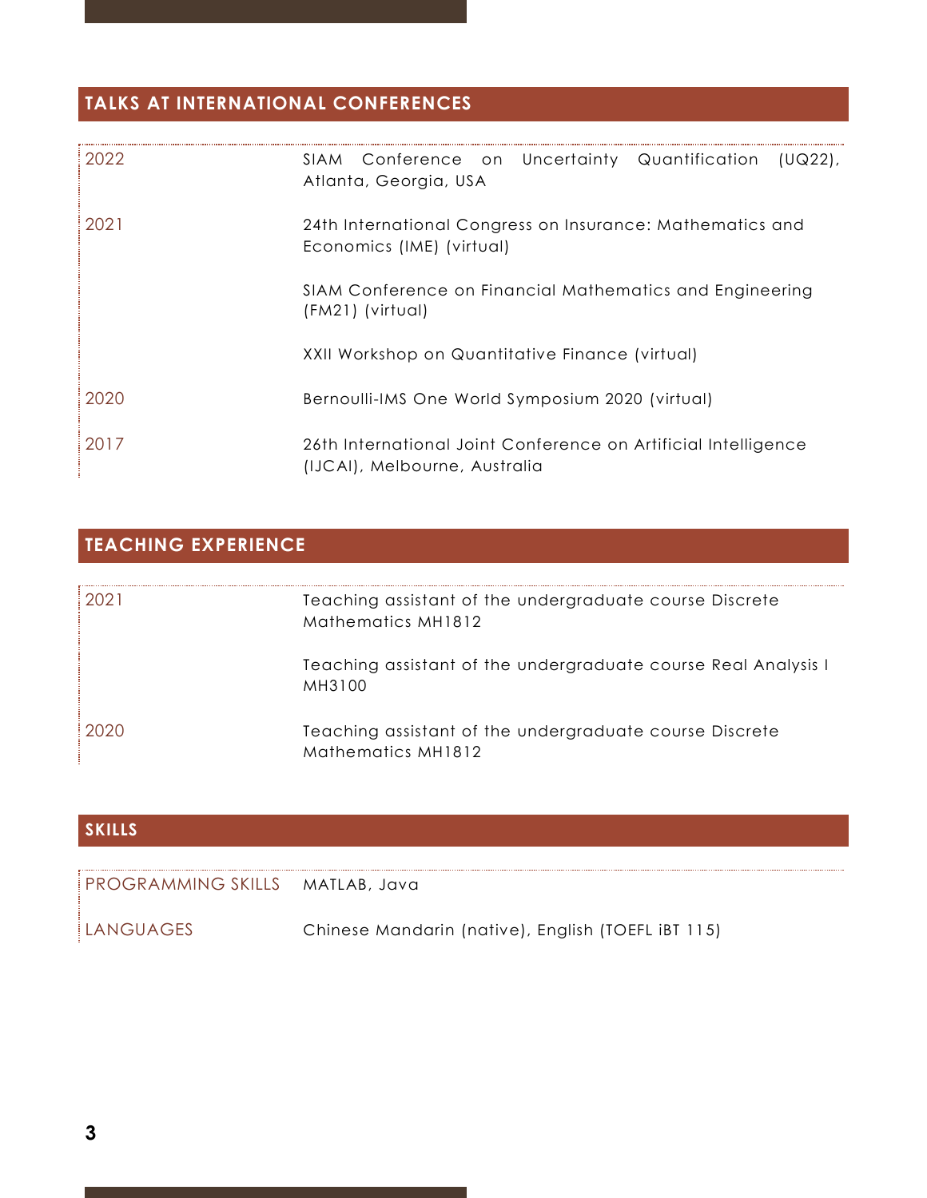## TALKS AT INTERNATIONAL CONFERENCES

| | |
|---|---|
| 2022 | SIAM Conference on Uncertainty Quantification (UQ22), Atlanta, Georgia, USA |
| 2021 | 24th International Congress on Insurance: Mathematics and Economics (IME) (virtual) |
| | SIAM Conference on Financial Mathematics and Engineering (FM21) (virtual) |
| | XXII Workshop on Quantitative Finance (virtual) |
| 2020 | Bernoulli-IMS One World Symposium 2020 (virtual) |
| 2017 | 26th International Joint Conference on Artificial Intelligence (IJCAI), Melbourne, Australia |

## TEACHING EXPERIENCE

| | |
|---|---|
| 2021 | Teaching assistant of the undergraduate course Discrete Mathematics MH1812 |
| | Teaching assistant of the undergraduate course Real Analysis I MH3100 |
| 2020 | Teaching assistant of the undergraduate course Discrete Mathematics MH1812 |

## SKILLS

| | |
|---|---|
| PROGRAMMING SKILLS | MATLAB, Java |
| LANGUAGES | Chinese Mandarin (native), English (TOEFL iBT 115) |